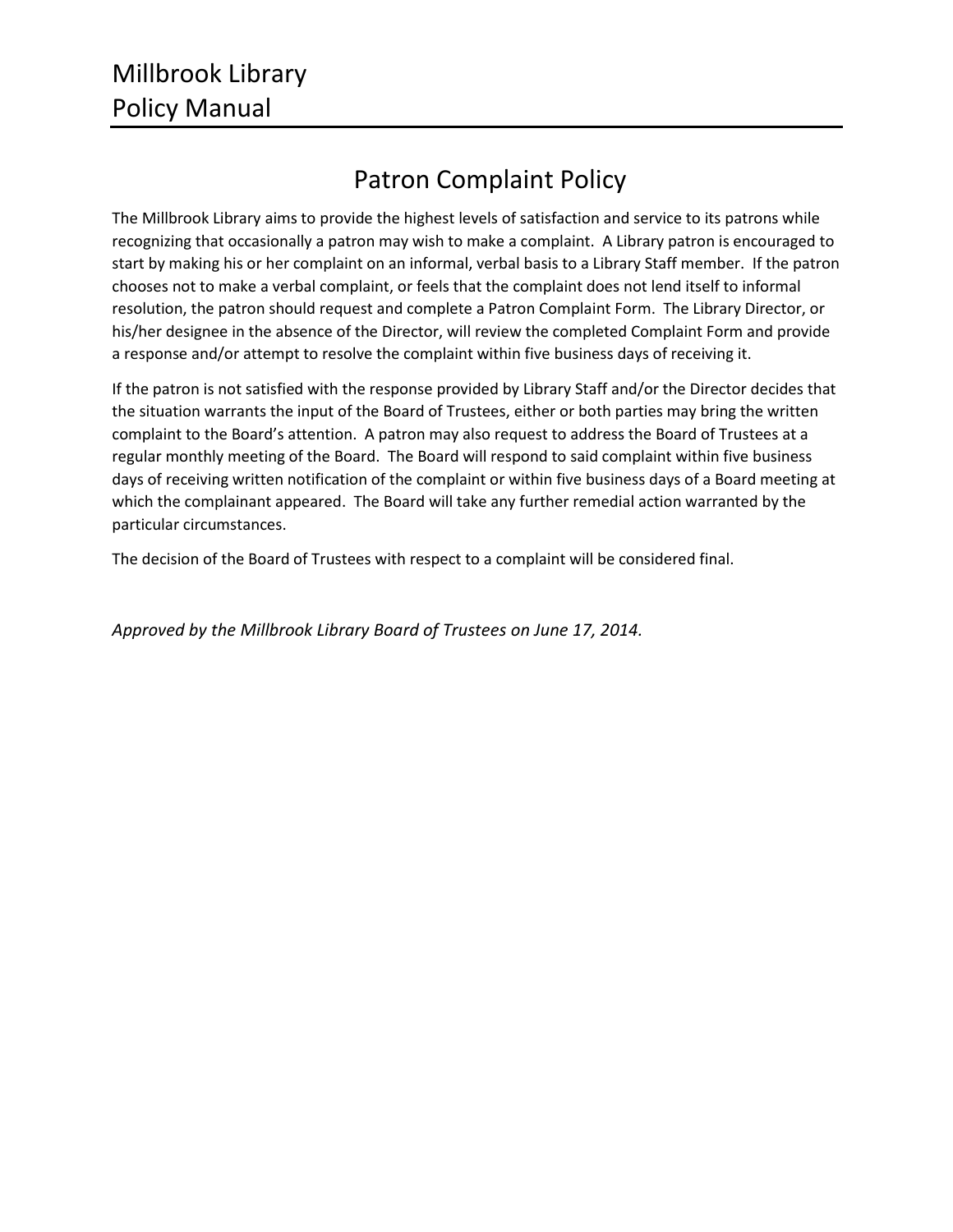# Millbrook Library Policy Manual

## Patron Complaint Policy

The Millbrook Library aims to provide the highest levels of satisfaction and service to its patrons while recognizing that occasionally a patron may wish to make a complaint. A Library patron is encouraged to start by making his or her complaint on an informal, verbal basis to a Library Staff member. If the patron chooses not to make a verbal complaint, or feels that the complaint does not lend itself to informal resolution, the patron should request and complete a Patron Complaint Form. The Library Director, or his/her designee in the absence of the Director, will review the completed Complaint Form and provide a response and/or attempt to resolve the complaint within five business days of receiving it.

If the patron is not satisfied with the response provided by Library Staff and/or the Director decides that the situation warrants the input of the Board of Trustees, either or both parties may bring the written complaint to the Board's attention. A patron may also request to address the Board of Trustees at a regular monthly meeting of the Board. The Board will respond to said complaint within five business days of receiving written notification of the complaint or within five business days of a Board meeting at which the complainant appeared. The Board will take any further remedial action warranted by the particular circumstances.

The decision of the Board of Trustees with respect to a complaint will be considered final.

*Approved by the Millbrook Library Board of Trustees on June 17, 2014.*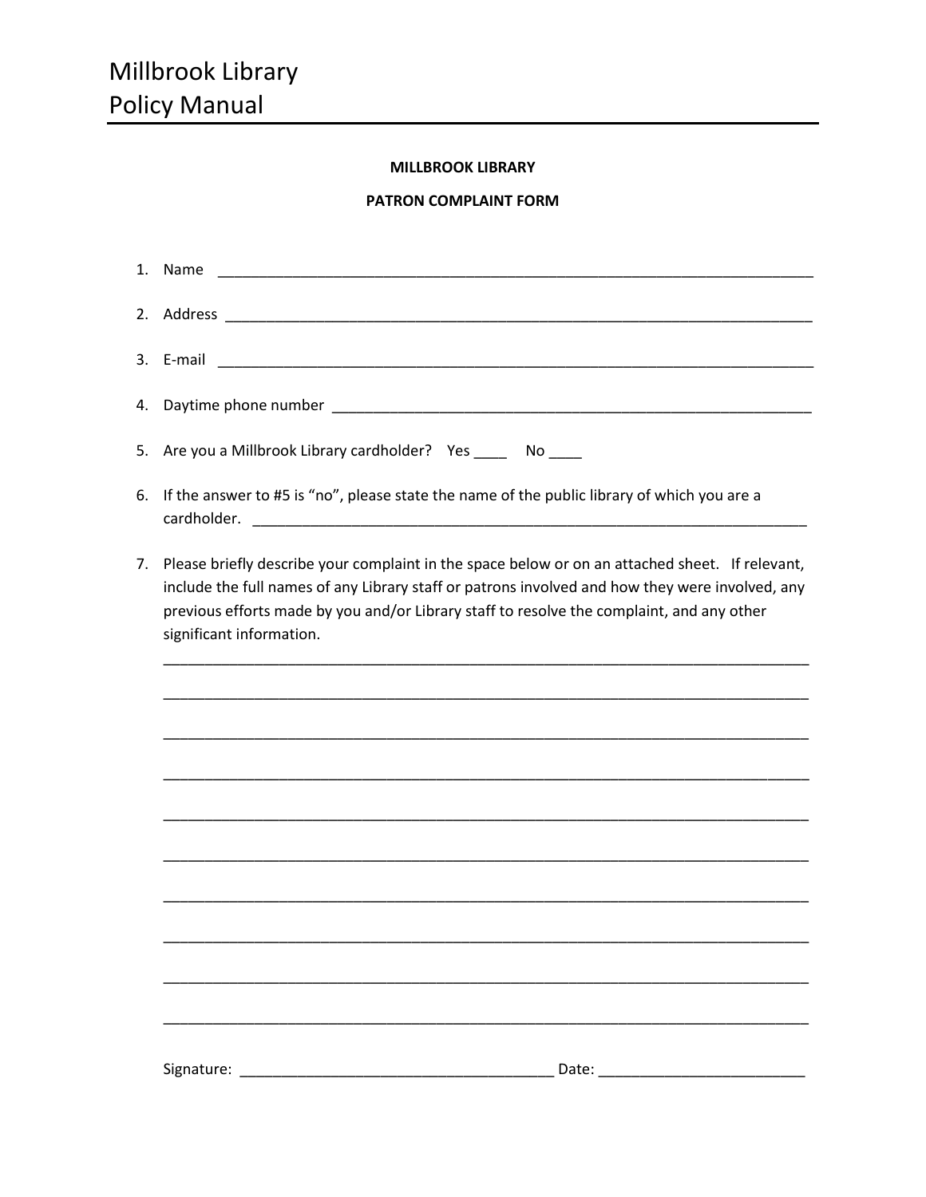**MILLBROOK LIBRARY**

**PATRON COMPLAINT FORM**

1. Name \_\_\_\_\_\_\_\_\_\_\_\_\_\_\_\_\_\_\_\_\_\_\_\_\_\_\_\_\_\_\_\_\_\_\_\_\_\_\_\_\_\_\_\_\_\_\_\_\_\_\_\_\_\_\_\_\_\_\_\_\_\_\_\_\_\_\_\_\_\_\_\_\_
2. Address \_\_\_\_\_\_\_\_\_\_\_\_\_\_\_\_\_\_\_\_\_\_\_\_\_\_\_\_\_\_\_\_\_\_\_\_\_\_\_\_\_\_\_\_\_\_\_\_\_\_\_\_\_\_\_\_\_\_\_\_\_\_\_\_\_\_\_\_\_\_\_
3. E-mail \_\_\_\_\_\_\_\_\_\_\_\_\_\_\_\_\_\_\_\_\_\_\_\_\_\_\_\_\_\_\_\_\_\_\_\_\_\_\_\_\_\_\_\_\_\_\_\_\_\_\_\_\_\_\_\_\_\_\_\_\_\_\_\_\_\_\_\_\_\_\_
4. Daytime phone number \_\_\_\_\_\_\_\_\_\_\_\_\_\_\_\_\_\_\_\_\_\_\_\_\_\_\_\_\_\_\_\_\_\_\_\_\_\_\_\_\_\_\_\_\_\_\_\_\_\_\_\_\_\_\_\_\_\_\_\_
5. Are you a Millbrook Library cardholder? Yes \_\_\_\_ No \_\_\_\_
6. If the answer to #5 is "no", please state the name of the public library of which you are a cardholder. \_\_\_\_\_\_\_\_\_\_\_\_\_\_\_\_\_\_\_\_\_\_\_\_\_\_\_\_\_\_\_\_\_\_\_\_\_\_\_\_\_\_\_\_\_\_\_\_\_\_\_\_\_\_\_\_\_\_\_\_\_\_\_\_\_\_\_\_
7. Please briefly describe your complaint in the space below or on an attached sheet. If relevant, include the full names of any Library staff or patrons involved and how they were involved, any previous efforts made by you and/or Library staff to resolve the complaint, and any other significant information.

\_\_\_\_\_\_\_\_\_\_\_\_\_\_\_\_\_\_\_\_\_\_\_\_\_\_\_\_\_\_\_\_\_\_\_\_\_\_\_\_\_\_\_\_\_\_\_\_\_\_\_\_\_\_\_\_\_\_\_\_\_\_\_\_\_\_\_\_\_\_\_\_\_\_\_\_\_\_

\_\_\_\_\_\_\_\_\_\_\_\_\_\_\_\_\_\_\_\_\_\_\_\_\_\_\_\_\_\_\_\_\_\_\_\_\_\_\_\_\_\_\_\_\_\_\_\_\_\_\_\_\_\_\_\_\_\_\_\_\_\_\_\_\_\_\_\_\_\_\_\_\_\_\_\_\_\_

\_\_\_\_\_\_\_\_\_\_\_\_\_\_\_\_\_\_\_\_\_\_\_\_\_\_\_\_\_\_\_\_\_\_\_\_\_\_\_\_\_\_\_\_\_\_\_\_\_\_\_\_\_\_\_\_\_\_\_\_\_\_\_\_\_\_\_\_\_\_\_\_\_\_\_\_\_\_

\_\_\_\_\_\_\_\_\_\_\_\_\_\_\_\_\_\_\_\_\_\_\_\_\_\_\_\_\_\_\_\_\_\_\_\_\_\_\_\_\_\_\_\_\_\_\_\_\_\_\_\_\_\_\_\_\_\_\_\_\_\_\_\_\_\_\_\_\_\_\_\_\_\_\_\_\_\_

\_\_\_\_\_\_\_\_\_\_\_\_\_\_\_\_\_\_\_\_\_\_\_\_\_\_\_\_\_\_\_\_\_\_\_\_\_\_\_\_\_\_\_\_\_\_\_\_\_\_\_\_\_\_\_\_\_\_\_\_\_\_\_\_\_\_\_\_\_\_\_\_\_\_\_\_\_\_

\_\_\_\_\_\_\_\_\_\_\_\_\_\_\_\_\_\_\_\_\_\_\_\_\_\_\_\_\_\_\_\_\_\_\_\_\_\_\_\_\_\_\_\_\_\_\_\_\_\_\_\_\_\_\_\_\_\_\_\_\_\_\_\_\_\_\_\_\_\_\_\_\_\_\_\_\_\_

\_\_\_\_\_\_\_\_\_\_\_\_\_\_\_\_\_\_\_\_\_\_\_\_\_\_\_\_\_\_\_\_\_\_\_\_\_\_\_\_\_\_\_\_\_\_\_\_\_\_\_\_\_\_\_\_\_\_\_\_\_\_\_\_\_\_\_\_\_\_\_\_\_\_\_\_\_\_

\_\_\_\_\_\_\_\_\_\_\_\_\_\_\_\_\_\_\_\_\_\_\_\_\_\_\_\_\_\_\_\_\_\_\_\_\_\_\_\_\_\_\_\_\_\_\_\_\_\_\_\_\_\_\_\_\_\_\_\_\_\_\_\_\_\_\_\_\_\_\_\_\_\_\_\_\_\_

\_\_\_\_\_\_\_\_\_\_\_\_\_\_\_\_\_\_\_\_\_\_\_\_\_\_\_\_\_\_\_\_\_\_\_\_\_\_\_\_\_\_\_\_\_\_\_\_\_\_\_\_\_\_\_\_\_\_\_\_\_\_\_\_\_\_\_\_\_\_\_\_\_\_\_\_\_\_

\_\_\_\_\_\_\_\_\_\_\_\_\_\_\_\_\_\_\_\_\_\_\_\_\_\_\_\_\_\_\_\_\_\_\_\_\_\_\_\_\_\_\_\_\_\_\_\_\_\_\_\_\_\_\_\_\_\_\_\_\_\_\_\_\_\_\_\_\_\_\_\_\_\_\_\_\_\_

Signature: \_\_\_\_\_\_\_\_\_\_\_\_\_\_\_\_\_\_\_\_\_\_\_\_\_\_\_\_\_\_\_\_\_\_\_\_\_\_\_\_ Date: \_\_\_\_\_\_\_\_\_\_\_\_\_\_\_\_\_\_\_\_\_\_\_\_\_\_